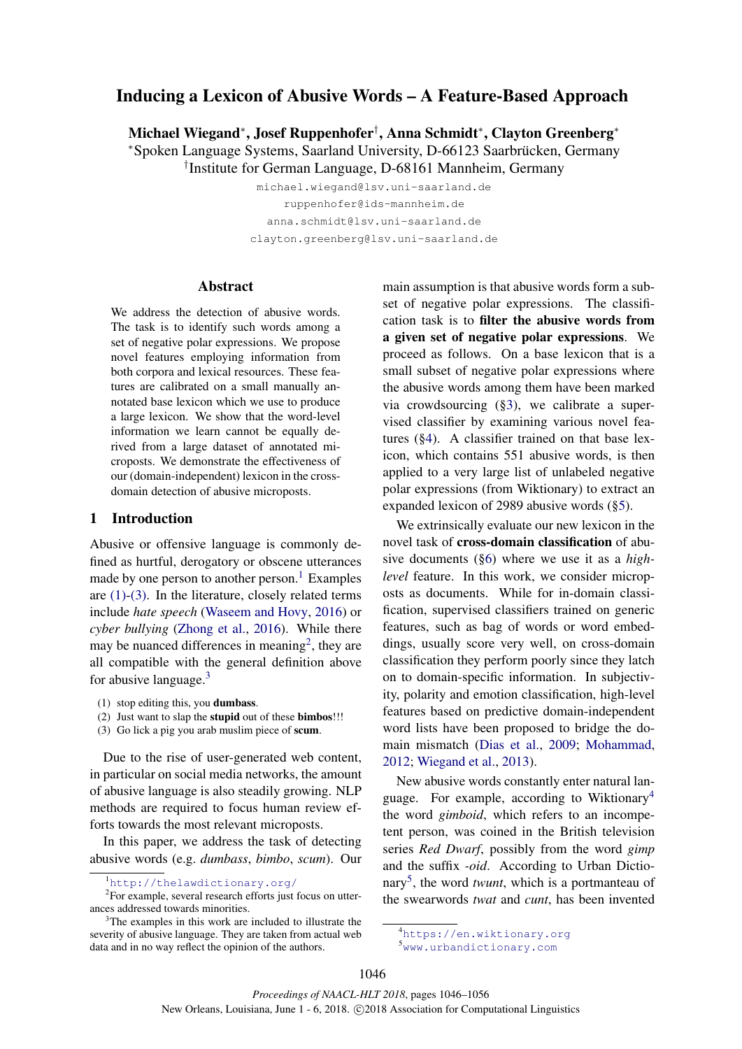# Inducing a Lexicon of Abusive Words – A Feature-Based Approach

**Michael Wiegand[*], Josef Ruppenhofer[†], Anna Schmidt[*], Clayton Greenberg[*]**

[*]Spoken Language Systems, Saarland University, D-66123 Saarbrücken, Germany
[†]Institute for German Language, D-68161 Mannheim, Germany

michael.wiegand@lsv.uni-saarland.de
ruppenhofer@ids-mannheim.de
anna.schmidt@lsv.uni-saarland.de
clayton.greenberg@lsv.uni-saarland.de

## Abstract

We address the detection of abusive words. The task is to identify such words among a set of negative polar expressions. We propose novel features employing information from both corpora and lexical resources. These features are calibrated on a small manually annotated base lexicon which we use to produce a large lexicon. We show that the word-level information we learn cannot be equally derived from a large dataset of annotated microposts. We demonstrate the effectiveness of our (domain-independent) lexicon in the cross-domain detection of abusive microposts.

## 1 Introduction

Abusive or offensive language is commonly defined as hurtful, derogatory or obscene utterances made by one person to another person.[1] Examples are (1)-(3). In the literature, closely related terms include *hate speech* (Waseem and Hovy, 2016) or *cyber bullying* (Zhong et al., 2016). While there may be nuanced differences in meaning[2], they are all compatible with the general definition above for abusive language.[3]

(1) stop editing this, you **dumbass**.
(2) Just want to slap the **stupid** out of these **bimbos**!!!
(3) Go lick a pig you arab muslim piece of **scum**.

Due to the rise of user-generated web content, in particular on social media networks, the amount of abusive language is also steadily growing. NLP methods are required to focus human review efforts towards the most relevant microposts.

In this paper, we address the task of detecting abusive words (e.g. *dumbass*, *bimbo*, *scum*). Our main assumption is that abusive words form a subset of negative polar expressions. The classification task is to **filter the abusive words from a given set of negative polar expressions**. We proceed as follows. On a base lexicon that is a small subset of negative polar expressions where the abusive words among them have been marked via crowdsourcing (§3), we calibrate a supervised classifier by examining various novel features (§4). A classifier trained on that base lexicon, which contains 551 abusive words, is then applied to a very large list of unlabeled negative polar expressions (from Wiktionary) to extract an expanded lexicon of 2989 abusive words (§5).

We extrinsically evaluate our new lexicon in the novel task of **cross-domain classification** of abusive documents (§6) where we use it as a *high-level* feature. In this work, we consider microposts as documents. While for in-domain classification, supervised classifiers trained on generic features, such as bag of words or word embeddings, usually score very well, on cross-domain classification they perform poorly since they latch on to domain-specific information. In subjectivity, polarity and emotion classification, high-level features based on predictive domain-independent word lists have been proposed to bridge the domain mismatch (Dias et al., 2009; Mohammad, 2012; Wiegand et al., 2013).

New abusive words constantly enter natural language. For example, according to Wiktionary[4] the word *gimboid*, which refers to an incompetent person, was coined in the British television series *Red Dwarf*, possibly from the word *gimp* and the suffix *-oid*. According to Urban Dictionary[5], the word *twunt*, which is a portmanteau of the swearwords *twat* and *cunt*, has been invented

[1] http://thelawdictionary.org/
[2] For example, several research efforts just focus on utterances addressed towards minorities.
[3] The examples in this work are included to illustrate the severity of abusive language. They are taken from actual web data and in no way reflect the opinion of the authors.
[4] https://en.wiktionary.org
[5] www.urbandictionary.com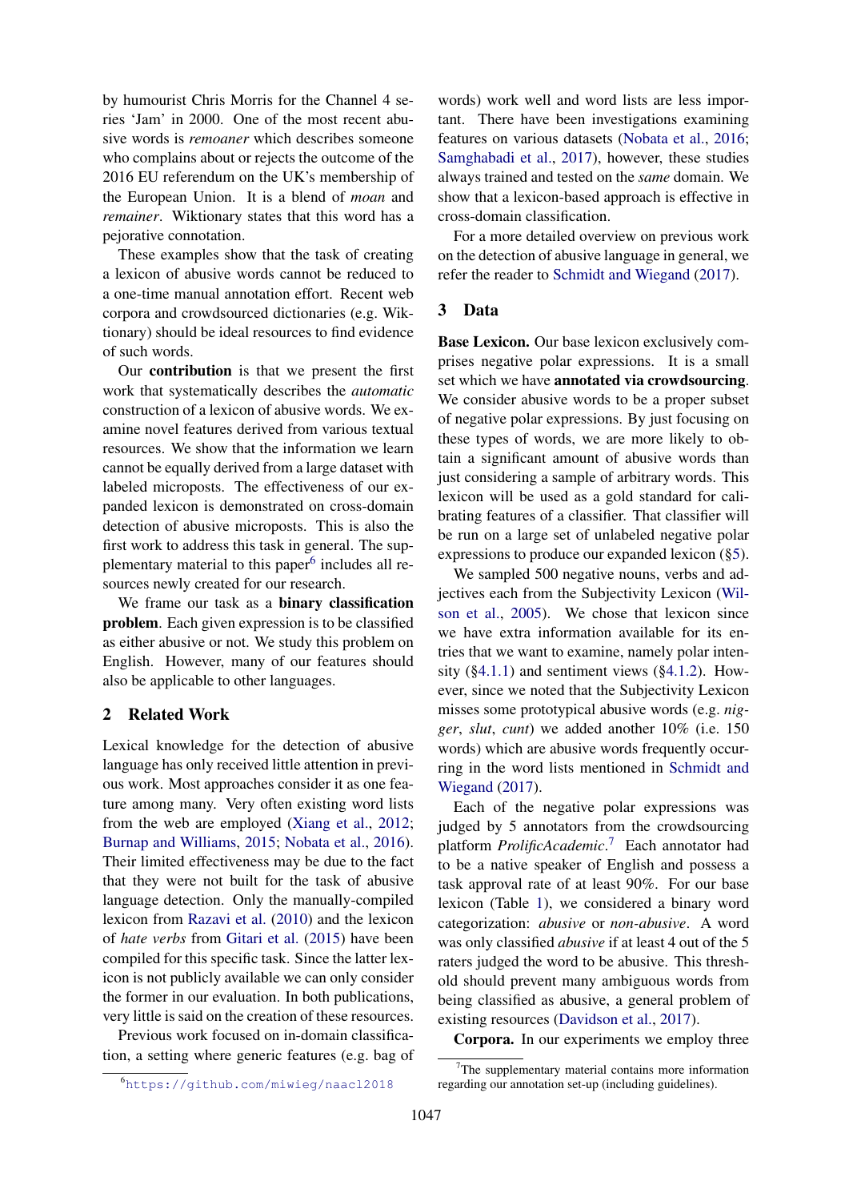by humourist Chris Morris for the Channel 4 series 'Jam' in 2000. One of the most recent abusive words is *remoaner* which describes someone who complains about or rejects the outcome of the 2016 EU referendum on the UK's membership of the European Union. It is a blend of *moan* and *remainer*. Wiktionary states that this word has a pejorative connotation.

These examples show that the task of creating a lexicon of abusive words cannot be reduced to a one-time manual annotation effort. Recent web corpora and crowdsourced dictionaries (e.g. Wiktionary) should be ideal resources to find evidence of such words.

Our **contribution** is that we present the first work that systematically describes the *automatic* construction of a lexicon of abusive words. We examine novel features derived from various textual resources. We show that the information we learn cannot be equally derived from a large dataset with labeled microposts. The effectiveness of our expanded lexicon is demonstrated on cross-domain detection of abusive microposts. This is also the first work to address this task in general. The supplementary material to this paper[6] includes all resources newly created for our research.

We frame our task as a **binary classification problem**. Each given expression is to be classified as either abusive or not. We study this problem on English. However, many of our features should also be applicable to other languages.

## 2 Related Work

Lexical knowledge for the detection of abusive language has only received little attention in previous work. Most approaches consider it as one feature among many. Very often existing word lists from the web are employed (Xiang et al., 2012; Burnap and Williams, 2015; Nobata et al., 2016). Their limited effectiveness may be due to the fact that they were not built for the task of abusive language detection. Only the manually-compiled lexicon from Razavi et al. (2010) and the lexicon of *hate verbs* from Gitari et al. (2015) have been compiled for this specific task. Since the latter lexicon is not publicly available we can only consider the former in our evaluation. In both publications, very little is said on the creation of these resources.

Previous work focused on in-domain classification, a setting where generic features (e.g. bag of words) work well and word lists are less important. There have been investigations examining features on various datasets (Nobata et al., 2016; Samghabadi et al., 2017), however, these studies always trained and tested on the *same* domain. We show that a lexicon-based approach is effective in cross-domain classification.

For a more detailed overview on previous work on the detection of abusive language in general, we refer the reader to Schmidt and Wiegand (2017).

## 3 Data

**Base Lexicon.** Our base lexicon exclusively comprises negative polar expressions. It is a small set which we have **annotated via crowdsourcing**. We consider abusive words to be a proper subset of negative polar expressions. By just focusing on these types of words, we are more likely to obtain a significant amount of abusive words than just considering a sample of arbitrary words. This lexicon will be used as a gold standard for calibrating features of a classifier. That classifier will be run on a large set of unlabeled negative polar expressions to produce our expanded lexicon (§5).

We sampled 500 negative nouns, verbs and adjectives each from the Subjectivity Lexicon (Wilson et al., 2005). We chose that lexicon since we have extra information available for its entries that we want to examine, namely polar intensity (§4.1.1) and sentiment views (§4.1.2). However, since we noted that the Subjectivity Lexicon misses some prototypical abusive words (e.g. *nigger*, *slut*, *cunt*) we added another 10% (i.e. 150 words) which are abusive words frequently occurring in the word lists mentioned in Schmidt and Wiegand (2017).

Each of the negative polar expressions was judged by 5 annotators from the crowdsourcing platform *ProlificAcademic*.[7] Each annotator had to be a native speaker of English and possess a task approval rate of at least 90%. For our base lexicon (Table 1), we considered a binary word categorization: *abusive* or *non-abusive*. A word was only classified *abusive* if at least 4 out of the 5 raters judged the word to be abusive. This threshold should prevent many ambiguous words from being classified as abusive, a general problem of existing resources (Davidson et al., 2017).

**Corpora.** In our experiments we employ three

[6] https://github.com/miwieg/naacl2018

[7] The supplementary material contains more information regarding our annotation set-up (including guidelines).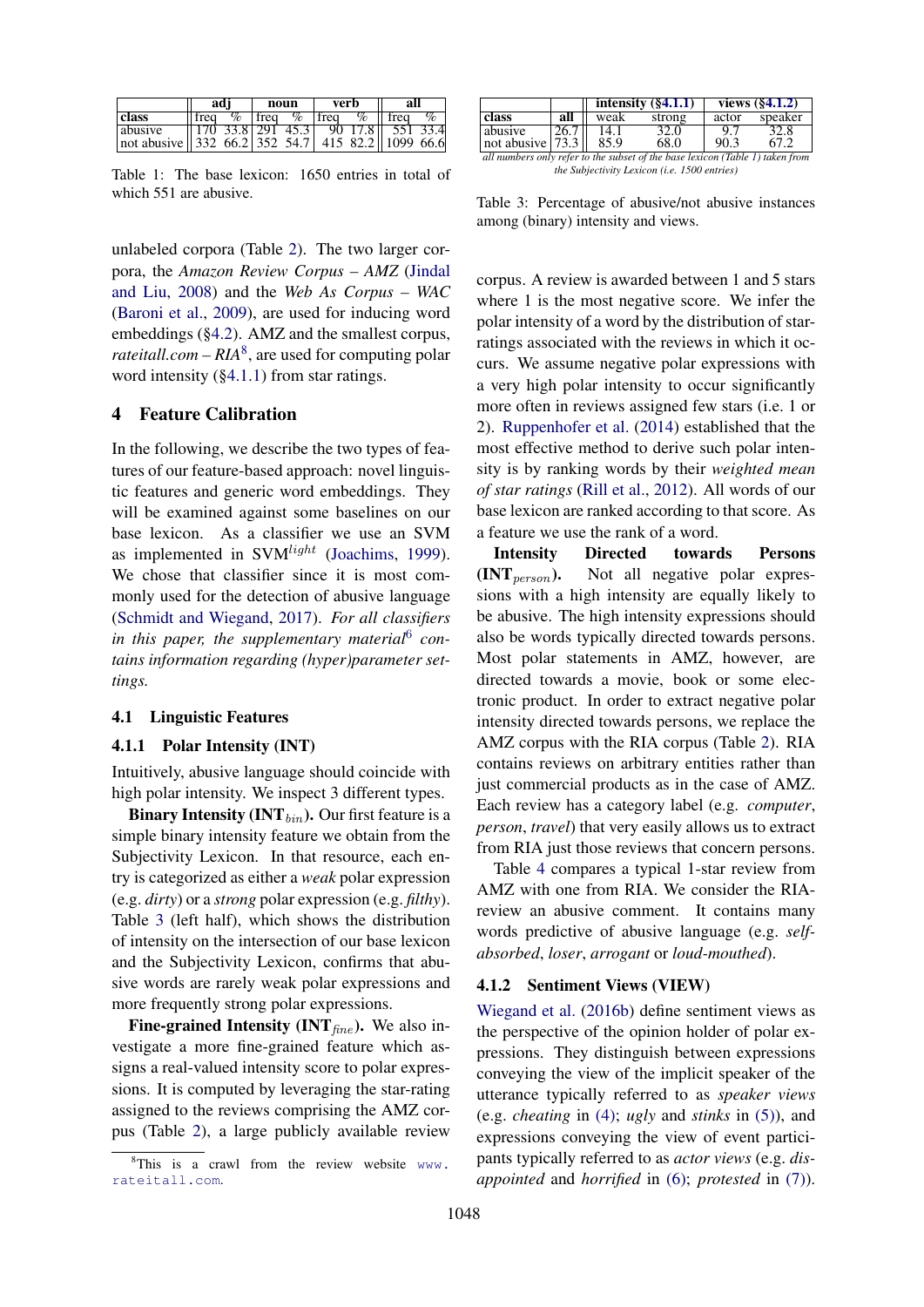| | adj | | noun | | verb | | all | |
|---|---|---|---|---|---|---|---|---|
| **class** | freq | % | freq | % | freq | % | freq | % |
| abusive | 170 | 33.8 | 291 | 45.3 | 90 | 17.8 | 551 | 33.4 |
| not abusive | 332 | 66.2 | 352 | 54.7 | 415 | 82.2 | 1099 | 66.6 |

Table 1: The base lexicon: 1650 entries in total of which 551 are abusive.

| | | intensity (§4.1.1) | | views (§4.1.2) | |
|---|---|---|---|---|---|
| **class** | **all** | weak | strong | actor | speaker |
| abusive | 26.7 | 14.1 | 32.0 | 9.7 | 32.8 |
| not abusive | 73.3 | 85.9 | 68.0 | 90.3 | 67.2 |

*all numbers only refer to the subset of the base lexicon (Table 1) taken from the Subjectivity Lexicon (i.e. 1500 entries)*

Table 3: Percentage of abusive/not abusive instances among (binary) intensity and views.

unlabeled corpora (Table 2). The two larger corpora, the *Amazon Review Corpus – AMZ* (Jindal and Liu, 2008) and the *Web As Corpus – WAC* (Baroni et al., 2009), are used for inducing word embeddings (§4.2). AMZ and the smallest corpus, *rateitall.com – RIA*[8], are used for computing polar word intensity (§4.1.1) from star ratings.

## 4 Feature Calibration

In the following, we describe the two types of features of our feature-based approach: novel linguistic features and generic word embeddings. They will be examined against some baselines on our base lexicon. As a classifier we use an SVM as implemented in SVM$^{light}$ (Joachims, 1999). We chose that classifier since it is most commonly used for the detection of abusive language (Schmidt and Wiegand, 2017). *For all classifiers in this paper, the supplementary material*[6] *contains information regarding (hyper)parameter settings.*

### 4.1 Linguistic Features

#### 4.1.1 Polar Intensity (INT)

Intuitively, abusive language should coincide with high polar intensity. We inspect 3 different types.

**Binary Intensity (INT$_{bin}$).** Our first feature is a simple binary intensity feature we obtain from the Subjectivity Lexicon. In that resource, each entry is categorized as either a *weak* polar expression (e.g. *dirty*) or a *strong* polar expression (e.g. *filthy*). Table 3 (left half), which shows the distribution of intensity on the intersection of our base lexicon and the Subjectivity Lexicon, confirms that abusive words are rarely weak polar expressions and more frequently strong polar expressions.

**Fine-grained Intensity (INT$_{fine}$).** We also investigate a more fine-grained feature which assigns a real-valued intensity score to polar expressions. It is computed by leveraging the star-rating assigned to the reviews comprising the AMZ corpus (Table 2), a large publicly available review corpus. A review is awarded between 1 and 5 stars where 1 is the most negative score. We infer the polar intensity of a word by the distribution of star-ratings associated with the reviews in which it occurs. We assume negative polar expressions with a very high polar intensity to occur significantly more often in reviews assigned few stars (i.e. 1 or 2). Ruppenhofer et al. (2014) established that the most effective method to derive such polar intensity is by ranking words by their *weighted mean of star ratings* (Rill et al., 2012). All words of our base lexicon are ranked according to that score. As a feature we use the rank of a word.

**Intensity Directed towards Persons (INT$_{person}$).** Not all negative polar expressions with a high intensity are equally likely to be abusive. The high intensity expressions should also be words typically directed towards persons. Most polar statements in AMZ, however, are directed towards a movie, book or some electronic product. In order to extract negative polar intensity directed towards persons, we replace the AMZ corpus with the RIA corpus (Table 2). RIA contains reviews on arbitrary entities rather than just commercial products as in the case of AMZ. Each review has a category label (e.g. *computer*, *person*, *travel*) that very easily allows us to extract from RIA just those reviews that concern persons.

Table 4 compares a typical 1-star review from AMZ with one from RIA. We consider the RIA-review an abusive comment. It contains many words predictive of abusive language (e.g. *self-absorbed*, *loser*, *arrogant* or *loud-mouthed*).

#### 4.1.2 Sentiment Views (VIEW)

Wiegand et al. (2016b) define sentiment views as the perspective of the opinion holder of polar expressions. They distinguish between expressions conveying the view of the implicit speaker of the utterance typically referred to as *speaker views* (e.g. *cheating* in (4); *ugly* and *stinks* in (5)), and expressions conveying the view of event participants typically referred to as *actor views* (e.g. *disappointed* and *horrified* in (6); *protested* in (7)).

[8]This is a crawl from the review website www.rateitall.com.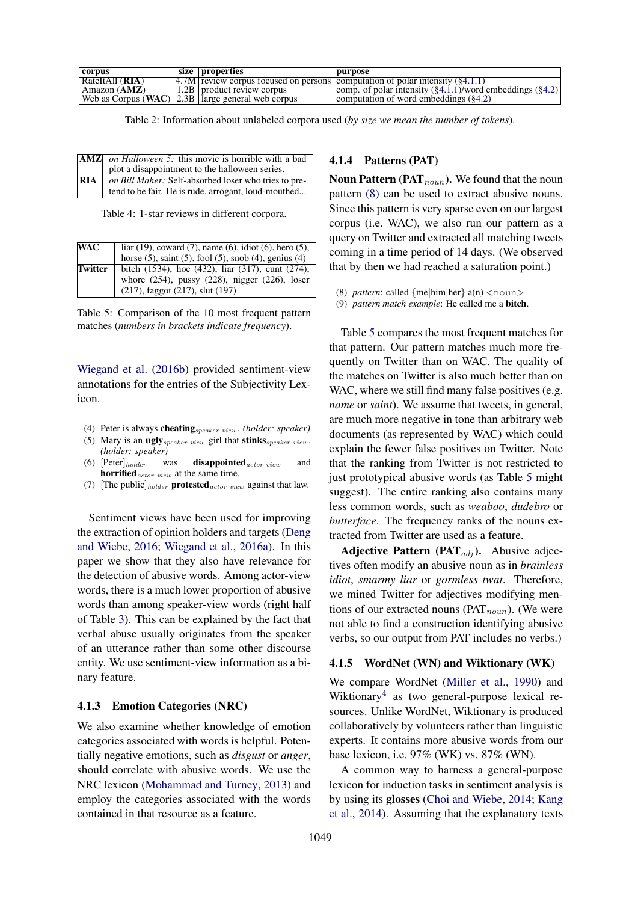| corpus | size | properties | purpose |
|---|---|---|---|
| RateItAll (**RIA**) | 4.7M | review corpus focused on persons | computation of polar intensity (§4.1.1) |
| Amazon (**AMZ**) | 1.2B | product review corpus | comp. of polar intensity (§4.1.1)/word embeddings (§4.2) |
| Web as Corpus (**WAC**) | 2.3B | large general web corpus | computation of word embeddings (§4.2) |

Table 2: Information about unlabeled corpora used (*by size we mean the number of tokens*).

| | |
|---|---|
| **AMZ** | *on Halloween 5:* this movie is horrible with a bad plot a disappointment to the halloween series. |
| **RIA** | *on Bill Maher:* Self-absorbed loser who tries to pretend to be fair. He is rude, arrogant, loud-mouthed... |

Table 4: 1-star reviews in different corpora.

| | |
|---|---|
| **WAC** | liar (19), coward (7), name (6), idiot (6), hero (5), horse (5), saint (5), fool (5), snob (4), genius (4) |
| **Twitter** | bitch (1534), hoe (432), liar (317), cunt (274), whore (254), pussy (228), nigger (226), loser (217), faggot (217), slut (197) |

Table 5: Comparison of the 10 most frequent pattern matches (*numbers in brackets indicate frequency*).

Wiegand et al. (2016b) provided sentiment-view annotations for the entries of the Subjectivity Lexicon.

(4) Peter is always **cheating**$_{speaker\ view}$. *(holder: speaker)*
(5) Mary is an **ugly**$_{speaker\ view}$ girl that **stinks**$_{speaker\ view}$. *(holder: speaker)*
(6) [Peter]$_{holder}$ was **disappointed**$_{actor\ view}$ and **horrified**$_{actor\ view}$ at the same time.
(7) [The public]$_{holder}$ **protested**$_{actor\ view}$ against that law.

Sentiment views have been used for improving the extraction of opinion holders and targets (Deng and Wiebe, 2016; Wiegand et al., 2016a). In this paper we show that they also have relevance for the detection of abusive words. Among actor-view words, there is a much lower proportion of abusive words than among speaker-view words (right half of Table 3). This can be explained by the fact that verbal abuse usually originates from the speaker of an utterance rather than some other discourse entity. We use sentiment-view information as a binary feature.

### 4.1.3 Emotion Categories (NRC)

We also examine whether knowledge of emotion categories associated with words is helpful. Potentially negative emotions, such as *disgust* or *anger*, should correlate with abusive words. We use the NRC lexicon (Mohammad and Turney, 2013) and employ the categories associated with the words contained in that resource as a feature.

### 4.1.4 Patterns (PAT)

**Noun Pattern (PAT$_{noun}$).** We found that the noun pattern (8) can be used to extract abusive nouns. Since this pattern is very sparse even on our largest corpus (i.e. WAC), we also run our pattern as a query on Twitter and extracted all matching tweets coming in a time period of 14 days. (We observed that by then we had reached a saturation point.)

(8) *pattern*: called {me|him|her} a(n) <noun>
(9) *pattern match example*: He called me a **bitch**.

Table 5 compares the most frequent matches for that pattern. Our pattern matches much more frequently on Twitter than on WAC. The quality of the matches on Twitter is also much better than on WAC, where we still find many false positives (e.g. *name* or *saint*). We assume that tweets, in general, are much more negative in tone than arbitrary web documents (as represented by WAC) which could explain the fewer false positives on Twitter. Note that the ranking from Twitter is not restricted to just prototypical abusive words (as Table 5 might suggest). The entire ranking also contains many less common words, such as *weaboo*, *dudebro* or *butterface*. The frequency ranks of the nouns extracted from Twitter are used as a feature.

**Adjective Pattern (PAT$_{adj}$).** Abusive adjectives often modify an abusive noun as in *brainless idiot*, *smarmy liar* or *gormless twat*. Therefore, we mined Twitter for adjectives modifying mentions of our extracted nouns (PAT$_{noun}$). (We were not able to find a construction identifying abusive verbs, so our output from PAT includes no verbs.)

### 4.1.5 WordNet (WN) and Wiktionary (WK)

We compare WordNet (Miller et al., 1990) and Wiktionary[4] as two general-purpose lexical resources. Unlike WordNet, Wiktionary is produced collaboratively by volunteers rather than linguistic experts. It contains more abusive words from our base lexicon, i.e. 97% (WK) vs. 87% (WN).

A common way to harness a general-purpose lexicon for induction tasks in sentiment analysis is by using its **glosses** (Choi and Wiebe, 2014; Kang et al., 2014). Assuming that the explanatory texts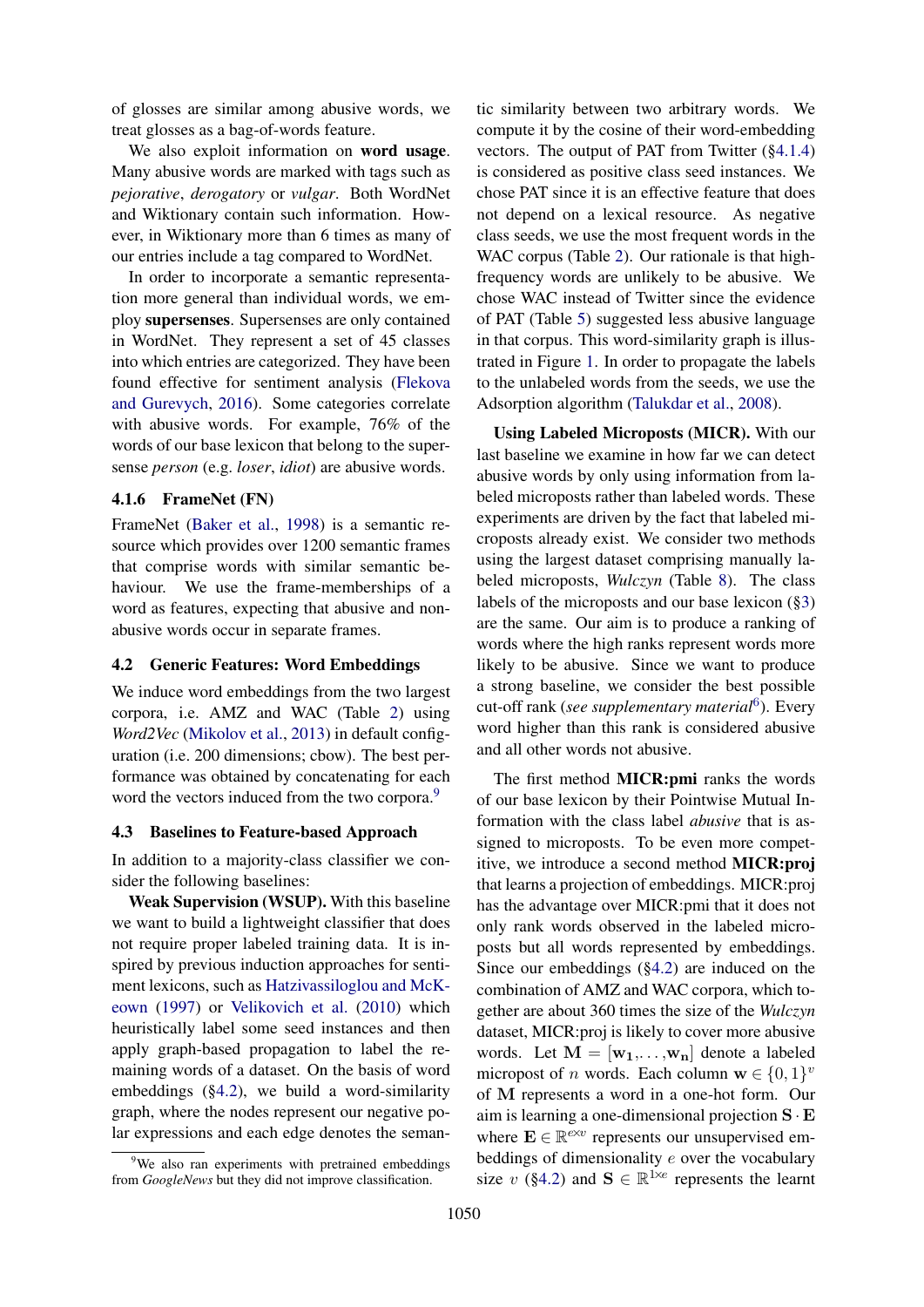of glosses are similar among abusive words, we treat glosses as a bag-of-words feature.

We also exploit information on **word usage**. Many abusive words are marked with tags such as *pejorative*, *derogatory* or *vulgar*. Both WordNet and Wiktionary contain such information. However, in Wiktionary more than 6 times as many of our entries include a tag compared to WordNet.

In order to incorporate a semantic representation more general than individual words, we employ **supersenses**. Supersenses are only contained in WordNet. They represent a set of 45 classes into which entries are categorized. They have been found effective for sentiment analysis (Flekova and Gurevych, 2016). Some categories correlate with abusive words. For example, 76% of the words of our base lexicon that belong to the supersense *person* (e.g. *loser*, *idiot*) are abusive words.

#### 4.1.6 FrameNet (FN)

FrameNet (Baker et al., 1998) is a semantic resource which provides over 1200 semantic frames that comprise words with similar semantic behaviour. We use the frame-memberships of a word as features, expecting that abusive and non-abusive words occur in separate frames.

### 4.2 Generic Features: Word Embeddings

We induce word embeddings from the two largest corpora, i.e. AMZ and WAC (Table 2) using *Word2Vec* (Mikolov et al., 2013) in default configuration (i.e. 200 dimensions; cbow). The best performance was obtained by concatenating for each word the vectors induced from the two corpora.[9]

### 4.3 Baselines to Feature-based Approach

In addition to a majority-class classifier we consider the following baselines:

**Weak Supervision (WSUP).** With this baseline we want to build a lightweight classifier that does not require proper labeled training data. It is inspired by previous induction approaches for sentiment lexicons, such as Hatzivassiloglou and McKeown (1997) or Velikovich et al. (2010) which heuristically label some seed instances and then apply graph-based propagation to label the remaining words of a dataset. On the basis of word embeddings (§4.2), we build a word-similarity graph, where the nodes represent our negative polar expressions and each edge denotes the semantic similarity between two arbitrary words. We compute it by the cosine of their word-embedding vectors. The output of PAT from Twitter (§4.1.4) is considered as positive class seed instances. We chose PAT since it is an effective feature that does not depend on a lexical resource. As negative class seeds, we use the most frequent words in the WAC corpus (Table 2). Our rationale is that high-frequency words are unlikely to be abusive. We chose WAC instead of Twitter since the evidence of PAT (Table 5) suggested less abusive language in that corpus. This word-similarity graph is illustrated in Figure 1. In order to propagate the labels to the unlabeled words from the seeds, we use the Adsorption algorithm (Talukdar et al., 2008).

**Using Labeled Microposts (MICR).** With our last baseline we examine in how far we can detect abusive words by only using information from labeled microposts rather than labeled words. These experiments are driven by the fact that labeled microposts already exist. We consider two methods using the largest dataset comprising manually labeled microposts, *Wulczyn* (Table 8). The class labels of the microposts and our base lexicon (§3) are the same. Our aim is to produce a ranking of words where the high ranks represent words more likely to be abusive. Since we want to produce a strong baseline, we consider the best possible cut-off rank (*see supplementary material*[6]). Every word higher than this rank is considered abusive and all other words not abusive.

The first method **MICR:pmi** ranks the words of our base lexicon by their Pointwise Mutual Information with the class label *abusive* that is assigned to microposts. To be even more competitive, we introduce a second method **MICR:proj** that learns a projection of embeddings. MICR:proj has the advantage over MICR:pmi that it does not only rank words observed in the labeled microposts but all words represented by embeddings. Since our embeddings (§4.2) are induced on the combination of AMZ and WAC corpora, which together are about 360 times the size of the *Wulczyn* dataset, MICR:proj is likely to cover more abusive words. Let $\mathbf{M} = [\mathbf{w_1}, \ldots, \mathbf{w_n}]$ denote a labeled micropost of $n$ words. Each column $\mathbf{w} \in \{0, 1\}^v$ of $\mathbf{M}$ represents a word in a one-hot form. Our aim is learning a one-dimensional projection $\mathbf{S} \cdot \mathbf{E}$ where $\mathbf{E} \in \mathbb{R}^{e \times v}$ represents our unsupervised embeddings of dimensionality $e$ over the vocabulary size $v$ (§4.2) and $\mathbf{S} \in \mathbb{R}^{1 \times e}$ represents the learnt

[9] We also ran experiments with pretrained embeddings from *GoogleNews* but they did not improve classification.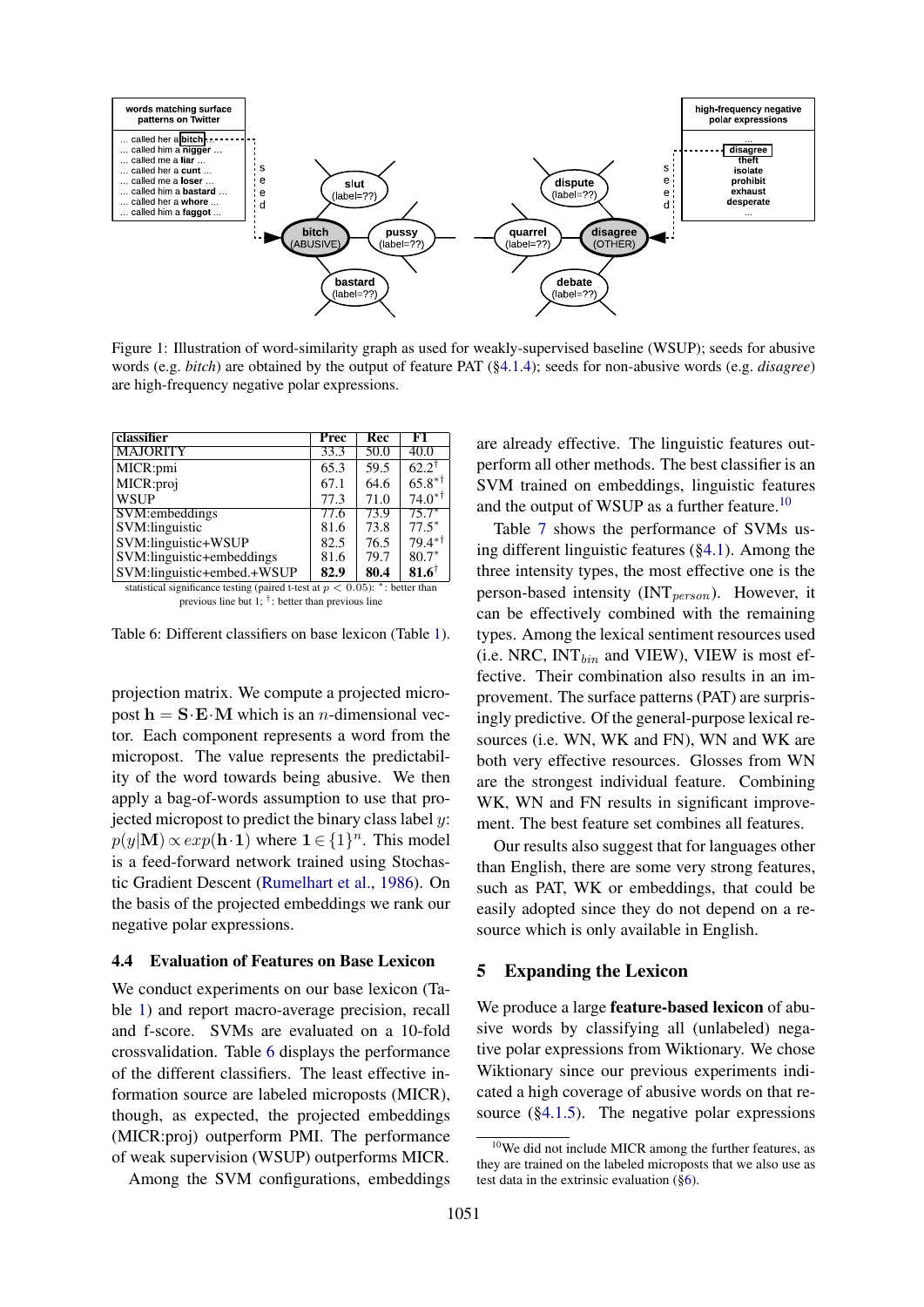Figure 1: Illustration of word-similarity graph as used for weakly-supervised baseline (WSUP); seeds for abusive words (e.g. *bitch*) are obtained by the output of feature PAT (§4.1.4); seeds for non-abusive words (e.g. *disagree*) are high-frequency negative polar expressions.

| classifier | Prec | Rec | F1 |
|---|---|---|---|
| MAJORITY | 33.3 | 50.0 | 40.0 |
| MICR:pmi | 65.3 | 59.5 | $62.2^{\dagger}$ |
| MICR:proj | 67.1 | 64.6 | $65.8^{*\dagger}$ |
| WSUP | 77.3 | 71.0 | $74.0^{*\dagger}$ |
| SVM:embeddings | 77.6 | 73.9 | $75.7^{*}$ |
| SVM:linguistic | 81.6 | 73.8 | $77.5^{*}$ |
| SVM:linguistic+WSUP | 82.5 | 76.5 | $79.4^{*\dagger}$ |
| SVM:linguistic+embeddings | 81.6 | 79.7 | $80.7^{*}$ |
| SVM:linguistic+embed.+WSUP | **82.9** | **80.4** | $\mathbf{81.6}^{\dagger}$ |

statistical significance testing (paired t-test at $p < 0.05$): $^{*}$: better than previous line but 1; $^{\dagger}$: better than previous line

Table 6: Different classifiers on base lexicon (Table 1).

projection matrix. We compute a projected micropost $\mathbf{h} = \mathbf{S} \cdot \mathbf{E} \cdot \mathbf{M}$ which is an $n$-dimensional vector. Each component represents a word from the micropost. The value represents the predictability of the word towards being abusive. We then apply a bag-of-words assumption to use that projected micropost to predict the binary class label $y$: $p(y|\mathbf{M}) \propto exp(\mathbf{h} \cdot \mathbf{1})$ where $\mathbf{1} \in \{1\}^n$. This model is a feed-forward network trained using Stochastic Gradient Descent (Rumelhart et al., 1986). On the basis of the projected embeddings we rank our negative polar expressions.

### 4.4 Evaluation of Features on Base Lexicon

We conduct experiments on our base lexicon (Table 1) and report macro-average precision, recall and f-score. SVMs are evaluated on a 10-fold crossvalidation. Table 6 displays the performance of the different classifiers. The least effective information source are labeled microposts (MICR), though, as expected, the projected embeddings (MICR:proj) outperform PMI. The performance of weak supervision (WSUP) outperforms MICR.

Among the SVM configurations, embeddings are already effective. The linguistic features outperform all other methods. The best classifier is an SVM trained on embeddings, linguistic features and the output of WSUP as a further feature.[10]

Table 7 shows the performance of SVMs using different linguistic features (§4.1). Among the three intensity types, the most effective one is the person-based intensity ($\text{INT}_{person}$). However, it can be effectively combined with the remaining types. Among the lexical sentiment resources used (i.e. NRC, $\text{INT}_{bin}$ and VIEW), VIEW is most effective. Their combination also results in an improvement. The surface patterns (PAT) are surprisingly predictive. Of the general-purpose lexical resources (i.e. WN, WK and FN), WN and WK are both very effective resources. Glosses from WN are the strongest individual feature. Combining WK, WN and FN results in significant improvement. The best feature set combines all features.

Our results also suggest that for languages other than English, there are some very strong features, such as PAT, WK or embeddings, that could be easily adopted since they do not depend on a resource which is only available in English.

## 5 Expanding the Lexicon

We produce a large **feature-based lexicon** of abusive words by classifying all (unlabeled) negative polar expressions from Wiktionary. We chose Wiktionary since our previous experiments indicated a high coverage of abusive words on that resource (§4.1.5). The negative polar expressions

[10] We did not include MICR among the further features, as they are trained on the labeled microposts that we also use as test data in the extrinsic evaluation (§6).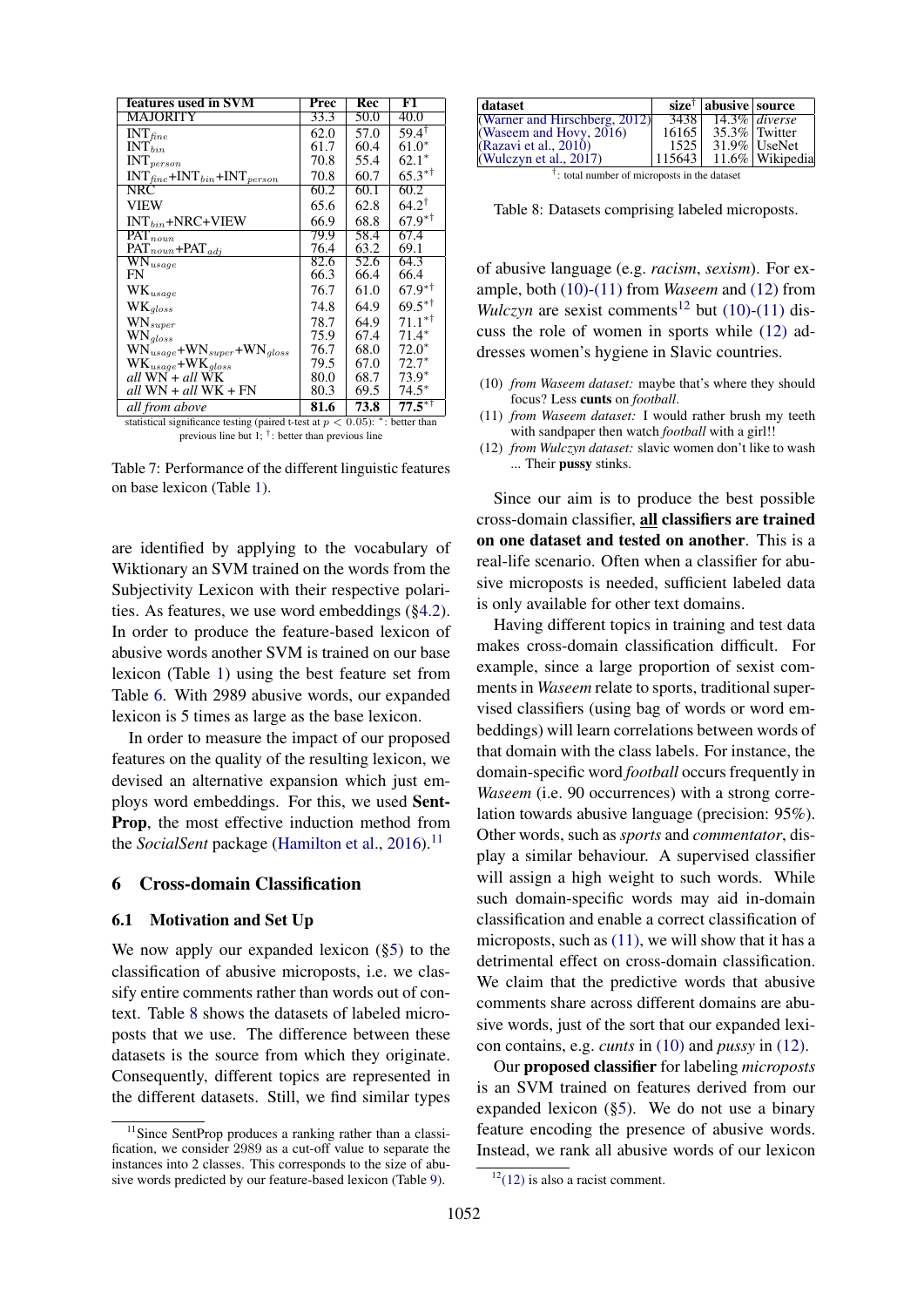| features used in SVM | Prec | Rec | F1 |
|---|---|---|---|
| MAJORITY | 33.3 | 50.0 | 40.0 |
| $\text{INT}_{fine}$ | 62.0 | 57.0 | 59.4$^{\dagger}$ |
| $\text{INT}_{bin}$ | 61.7 | 60.4 | 61.0$^{*}$ |
| $\text{INT}_{person}$ | 70.8 | 55.4 | 62.1$^{*}$ |
| $\text{INT}_{fine}$+$\text{INT}_{bin}$+$\text{INT}_{person}$ | 70.8 | 60.7 | 65.3$^{*\dagger}$ |
| NRC | 60.2 | 60.1 | 60.2 |
| VIEW | 65.6 | 62.8 | 64.2$^{\dagger}$ |
| $\text{INT}_{bin}$+NRC+VIEW | 66.9 | 68.8 | 67.9$^{*\dagger}$ |
| $\text{PAT}_{noun}$ | 79.9 | 58.4 | 67.4 |
| $\text{PAT}_{noun}$+$\text{PAT}_{adj}$ | 76.4 | 63.2 | 69.1 |
| $\text{WN}_{usage}$ | 82.6 | 52.6 | 64.3 |
| FN | 66.3 | 66.4 | 66.4 |
| $\text{WK}_{usage}$ | 76.7 | 61.0 | 67.9$^{*\dagger}$ |
| $\text{WK}_{gloss}$ | 74.8 | 64.9 | 69.5$^{*\dagger}$ |
| $\text{WN}_{super}$ | 78.7 | 64.9 | 71.1$^{*\dagger}$ |
| $\text{WN}_{gloss}$ | 75.9 | 67.4 | 71.4$^{*}$ |
| $\text{WN}_{usage}$+$\text{WN}_{super}$+$\text{WN}_{gloss}$ | 76.7 | 68.0 | 72.0$^{*}$ |
| $\text{WK}_{usage}$+$\text{WK}_{gloss}$ | 79.5 | 67.0 | 72.7$^{*}$ |
| *all* WN + *all* WK | 80.0 | 68.7 | 73.9$^{*}$ |
| *all* WN + *all* WK + FN | 80.3 | 69.5 | 74.5$^{*}$ |
| *all from above* | **81.6** | **73.8** | **77.5**$^{*\dagger}$ |

statistical significance testing (paired t-test at $p < 0.05$): $^{*}$: better than previous line but 1; $^{\dagger}$: better than previous line

Table 7: Performance of the different linguistic features on base lexicon (Table 1).

are identified by applying to the vocabulary of Wiktionary an SVM trained on the words from the Subjectivity Lexicon with their respective polarities. As features, we use word embeddings (§4.2). In order to produce the feature-based lexicon of abusive words another SVM is trained on our base lexicon (Table 1) using the best feature set from Table 6. With 2989 abusive words, our expanded lexicon is 5 times as large as the base lexicon.

In order to measure the impact of our proposed features on the quality of the resulting lexicon, we devised an alternative expansion which just employs word embeddings. For this, we used **SentProp**, the most effective induction method from the *SocialSent* package (Hamilton et al., 2016).[11]

## 6 Cross-domain Classification

### 6.1 Motivation and Set Up

We now apply our expanded lexicon (§5) to the classification of abusive microposts, i.e. we classify entire comments rather than words out of context. Table 8 shows the datasets of labeled microposts that we use. The difference between these datasets is the source from which they originate. Consequently, different topics are represented in the different datasets. Still, we find similar types of abusive language (e.g. *racism*, *sexism*). For example, both (10)-(11) from *Waseem* and (12) from *Wulczyn* are sexist comments[12] but (10)-(11) discuss the role of women in sports while (12) addresses women's hygiene in Slavic countries.

| dataset | size$^{\dagger}$ | abusive | source |
|---|---|---|---|
| (Warner and Hirschberg, 2012) | 3438 | 14.3% | *diverse* |
| (Waseem and Hovy, 2016) | 16165 | 35.3% | Twitter |
| (Razavi et al., 2010) | 1525 | 31.9% | UseNet |
| (Wulczyn et al., 2017) | 115643 | 11.6% | Wikipedia |

$^{\dagger}$: total number of microposts in the dataset

Table 8: Datasets comprising labeled microposts.

(10) *from Waseem dataset:* maybe that's where they should focus? Less **cunts** on *football*.

(11) *from Waseem dataset:* I would rather brush my teeth with sandpaper then watch *football* with a girl!!

(12) *from Wulczyn dataset:* slavic women don't like to wash ... Their **pussy** stinks.

Since our aim is to produce the best possible cross-domain classifier, **all classifiers are trained on one dataset and tested on another**. This is a real-life scenario. Often when a classifier for abusive microposts is needed, sufficient labeled data is only available for other text domains.

Having different topics in training and test data makes cross-domain classification difficult. For example, since a large proportion of sexist comments in *Waseem* relate to sports, traditional supervised classifiers (using bag of words or word embeddings) will learn correlations between words of that domain with the class labels. For instance, the domain-specific word *football* occurs frequently in *Waseem* (i.e. 90 occurrences) with a strong correlation towards abusive language (precision: 95%). Other words, such as *sports* and *commentator*, display a similar behaviour. A supervised classifier will assign a high weight to such words. While such domain-specific words may aid in-domain classification and enable a correct classification of microposts, such as (11), we will show that it has a detrimental effect on cross-domain classification. We claim that the predictive words that abusive comments share across different domains are abusive words, just of the sort that our expanded lexicon contains, e.g. *cunts* in (10) and *pussy* in (12).

Our **proposed classifier** for labeling *microposts* is an SVM trained on features derived from our expanded lexicon (§5). We do not use a binary feature encoding the presence of abusive words. Instead, we rank all abusive words of our lexicon

[11] Since SentProp produces a ranking rather than a classification, we consider 2989 as a cut-off value to separate the instances into 2 classes. This corresponds to the size of abusive words predicted by our feature-based lexicon (Table 9).

[12] (12) is also a racist comment.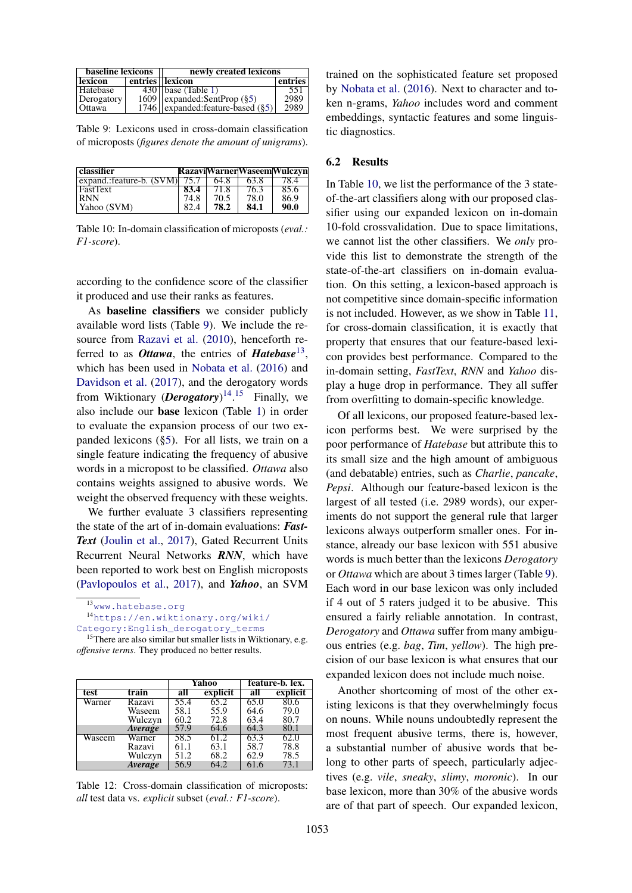| baseline lexicons | | newly created lexicons | |
|---|---|---|---|
| **lexicon** | **entries** | **lexicon** | **entries** |
| Hatebase | 430 | base (Table 1) | 551 |
| Derogatory | 1609 | expanded:SentProp (§5) | 2989 |
| Ottawa | 1746 | expanded:feature-based (§5) | 2989 |

Table 9: Lexicons used in cross-domain classification of microposts (*figures denote the amount of unigrams*).

| classifier | Razavi | Warner | Waseem | Wulczyn |
|---|---|---|---|---|
| expand.:feature-b. (SVM) | 75.7 | 64.8 | 63.8 | 78.4 |
| FastText | **83.4** | 71.8 | 76.3 | 85.6 |
| RNN | 74.8 | 70.5 | 78.0 | 86.9 |
| Yahoo (SVM) | 82.4 | **78.2** | **84.1** | **90.0** |

Table 10: In-domain classification of microposts (*eval.: F1-score*).

according to the confidence score of the classifier it produced and use their ranks as features.

As **baseline classifiers** we consider publicly available word lists (Table 9). We include the resource from Razavi et al. (2010), henceforth referred to as ***Ottawa***, the entries of ***Hatebase***[13], which has been used in Nobata et al. (2016) and Davidson et al. (2017), and the derogatory words from Wiktionary (***Derogatory***)[14,15] Finally, we also include our **base** lexicon (Table 1) in order to evaluate the expansion process of our two expanded lexicons (§5). For all lists, we train on a single feature indicating the frequency of abusive words in a micropost to be classified. *Ottawa* also contains weights assigned to abusive words. We weight the observed frequency with these weights.

We further evaluate 3 classifiers representing the state of the art of in-domain evaluations: ***FastText*** (Joulin et al., 2017), Gated Recurrent Units Recurrent Neural Networks ***RNN***, which have been reported to work best on English microposts (Pavlopoulos et al., 2017), and ***Yahoo***, an SVM trained on the sophisticated feature set proposed by Nobata et al. (2016). Next to character and token n-grams, *Yahoo* includes word and comment embeddings, syntactic features and some linguistic diagnostics.

[13] www.hatebase.org

[14] https://en.wiktionary.org/wiki/Category:English_derogatory_terms

[15] There are also similar but smaller lists in Wiktionary, e.g. *offensive terms*. They produced no better results.

| test | train | Yahoo all | Yahoo explicit | feature-b. lex. all | feature-b. lex. explicit |
|---|---|---|---|---|---|
| Warner | Razavi | 55.4 | 65.2 | 65.0 | 80.6 |
| | Waseem | 58.1 | 55.9 | 64.6 | 79.0 |
| | Wulczyn | 60.2 | 72.8 | 63.4 | 80.7 |
| | ***Average*** | 57.9 | 64.6 | 64.3 | 80.1 |
| Waseem | Warner | 58.5 | 61.2 | 63.3 | 62.0 |
| | Razavi | 61.1 | 63.1 | 58.7 | 78.8 |
| | Wulczyn | 51.2 | 68.2 | 62.9 | 78.5 |
| | ***Average*** | 56.9 | 64.2 | 61.6 | 73.1 |

Table 12: Cross-domain classification of microposts: *all* test data vs. *explicit* subset (*eval.: F1-score*).

### 6.2 Results

In Table 10, we list the performance of the 3 state-of-the-art classifiers along with our proposed classifier using our expanded lexicon on in-domain 10-fold crossvalidation. Due to space limitations, we cannot list the other classifiers. We *only* provide this list to demonstrate the strength of the state-of-the-art classifiers on in-domain evaluation. On this setting, a lexicon-based approach is not competitive since domain-specific information is not included. However, as we show in Table 11, for cross-domain classification, it is exactly that property that ensures that our feature-based lexicon provides best performance. Compared to the in-domain setting, *FastText*, *RNN* and *Yahoo* display a huge drop in performance. They all suffer from overfitting to domain-specific knowledge.

Of all lexicons, our proposed feature-based lexicon performs best. We were surprised by the poor performance of *Hatebase* but attribute this to its small size and the high amount of ambiguous (and debatable) entries, such as *Charlie*, *pancake*, *Pepsi*. Although our feature-based lexicon is the largest of all tested (i.e. 2989 words), our experiments do not support the general rule that larger lexicons always outperform smaller ones. For instance, already our base lexicon with 551 abusive words is much better than the lexicons *Derogatory* or *Ottawa* which are about 3 times larger (Table 9). Each word in our base lexicon was only included if 4 out of 5 raters judged it to be abusive. This ensured a fairly reliable annotation. In contrast, *Derogatory* and *Ottawa* suffer from many ambiguous entries (e.g. *bag*, *Tim*, *yellow*). The high precision of our base lexicon is what ensures that our expanded lexicon does not include much noise.

Another shortcoming of most of the other existing lexicons is that they overwhelmingly focus on nouns. While nouns undoubtedly represent the most frequent abusive terms, there is, however, a substantial number of abusive words that belong to other parts of speech, particularly adjectives (e.g. *vile*, *sneaky*, *slimy*, *moronic*). In our base lexicon, more than 30% of the abusive words are of that part of speech. Our expanded lexicon,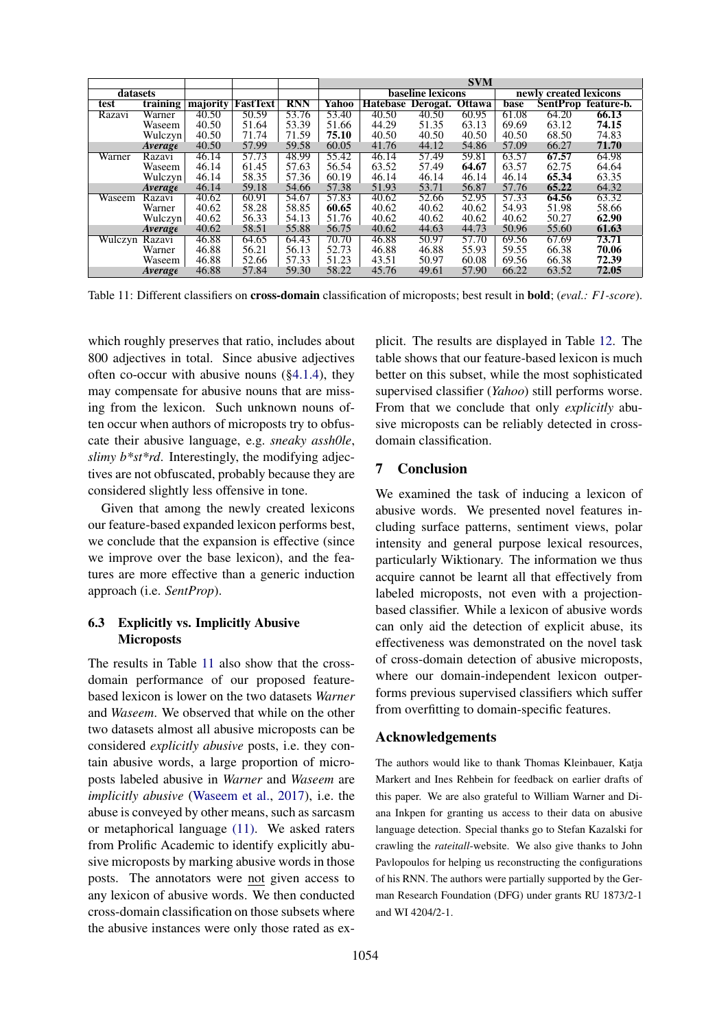| datasets | | | | | SVM | | | | | | |
|---|---|---|---|---|---|---|---|---|---|---|---|
| | | | | | | baseline lexicons | | | newly created lexicons | | |
| test | training | majority | FastText | RNN | Yahoo | Hatebase | Derogat. | Ottawa | base | SentProp | feature-b. |
| Razavi | Warner | 40.50 | 50.59 | 53.76 | 53.40 | 40.50 | 40.50 | 60.95 | 61.08 | 64.20 | **66.13** |
| | Waseem | 40.50 | 51.64 | 53.39 | 51.66 | 44.29 | 51.35 | 63.13 | 69.69 | 63.12 | **74.15** |
| | Wulczyn | 40.50 | 71.74 | 71.59 | **75.10** | 40.50 | 40.50 | 40.50 | 40.50 | 68.50 | 74.83 |
| | *Average* | 40.50 | 57.99 | 59.58 | 60.05 | 41.76 | 44.12 | 54.86 | 57.09 | 66.27 | **71.70** |
| Warner | Razavi | 46.14 | 57.73 | 48.99 | 55.42 | 46.14 | 57.49 | 59.81 | 63.57 | **67.57** | 64.98 |
| | Waseem | 46.14 | 61.45 | 57.63 | 56.54 | 63.52 | 57.49 | **64.67** | 63.57 | 62.75 | 64.64 |
| | Wulczyn | 46.14 | 58.35 | 57.36 | 60.19 | 46.14 | 46.14 | 46.14 | 46.14 | **65.34** | 63.35 |
| | *Average* | 46.14 | 59.18 | 54.66 | 57.38 | 51.93 | 53.71 | 56.87 | 57.76 | **65.22** | 64.32 |
| Waseem | Razavi | 40.62 | 60.91 | 54.67 | 57.83 | 40.62 | 52.66 | 52.95 | 57.33 | **64.56** | 63.32 |
| | Warner | 40.62 | 58.28 | 58.85 | **60.65** | 40.62 | 40.62 | 40.62 | 54.93 | 51.98 | 58.66 |
| | Wulczyn | 40.62 | 56.33 | 54.13 | 51.76 | 40.62 | 40.62 | 40.62 | 40.62 | 50.27 | **62.90** |
| | *Average* | 40.62 | 58.51 | 55.88 | 56.75 | 40.62 | 44.63 | 44.73 | 50.96 | 55.60 | **61.63** |
| Wulczyn | Razavi | 46.88 | 64.65 | 64.43 | 70.70 | 46.88 | 50.97 | 57.70 | 69.56 | 67.69 | **73.71** |
| | Warner | 46.88 | 56.21 | 56.13 | 52.73 | 46.88 | 46.88 | 55.93 | 59.55 | 66.38 | **70.06** |
| | Waseem | 46.88 | 52.66 | 57.33 | 51.23 | 43.51 | 50.97 | 60.08 | 69.56 | 66.38 | **72.39** |
| | *Average* | 46.88 | 57.84 | 59.30 | 58.22 | 45.76 | 49.61 | 57.90 | 66.22 | 63.52 | **72.05** |

Table 11: Different classifiers on **cross-domain** classification of microposts; best result in **bold**; (*eval.: F1-score*).

which roughly preserves that ratio, includes about 800 adjectives in total. Since abusive adjectives often co-occur with abusive nouns (§4.1.4), they may compensate for abusive nouns that are missing from the lexicon. Such unknown nouns often occur when authors of microposts try to obfuscate their abusive language, e.g. *sneaky assh0le*, *slimy b*st*rd*. Interestingly, the modifying adjectives are not obfuscated, probably because they are considered slightly less offensive in tone.

Given that among the newly created lexicons our feature-based expanded lexicon performs best, we conclude that the expansion is effective (since we improve over the base lexicon), and the features are more effective than a generic induction approach (i.e. *SentProp*).

### 6.3 Explicitly vs. Implicitly Abusive Microposts

The results in Table 11 also show that the cross-domain performance of our proposed feature-based lexicon is lower on the two datasets *Warner* and *Waseem*. We observed that while on the other two datasets almost all abusive microposts can be considered *explicitly abusive* posts, i.e. they contain abusive words, a large proportion of microposts labeled abusive in *Warner* and *Waseem* are *implicitly abusive* (Waseem et al., 2017), i.e. the abuse is conveyed by other means, such as sarcasm or metaphorical language (11). We asked raters from Prolific Academic to identify explicitly abusive microposts by marking abusive words in those posts. The annotators were not given access to any lexicon of abusive words. We then conducted cross-domain classification on those subsets where the abusive instances were only those rated as explicit. The results are displayed in Table 12. The table shows that our feature-based lexicon is much better on this subset, while the most sophisticated supervised classifier (*Yahoo*) still performs worse. From that we conclude that only *explicitly* abusive microposts can be reliably detected in cross-domain classification.

## 7 Conclusion

We examined the task of inducing a lexicon of abusive words. We presented novel features including surface patterns, sentiment views, polar intensity and general purpose lexical resources, particularly Wiktionary. The information we thus acquire cannot be learnt all that effectively from labeled microposts, not even with a projection-based classifier. While a lexicon of abusive words can only aid the detection of explicit abuse, its effectiveness was demonstrated on the novel task of cross-domain detection of abusive microposts, where our domain-independent lexicon outperforms previous supervised classifiers which suffer from overfitting to domain-specific features.

## Acknowledgements

The authors would like to thank Thomas Kleinbauer, Katja Markert and Ines Rehbein for feedback on earlier drafts of this paper. We are also grateful to William Warner and Diana Inkpen for granting us access to their data on abusive language detection. Special thanks go to Stefan Kazalski for crawling the *rateitall*-website. We also give thanks to John Pavlopoulos for helping us reconstructing the configurations of his RNN. The authors were partially supported by the German Research Foundation (DFG) under grants RU 1873/2-1 and WI 4204/2-1.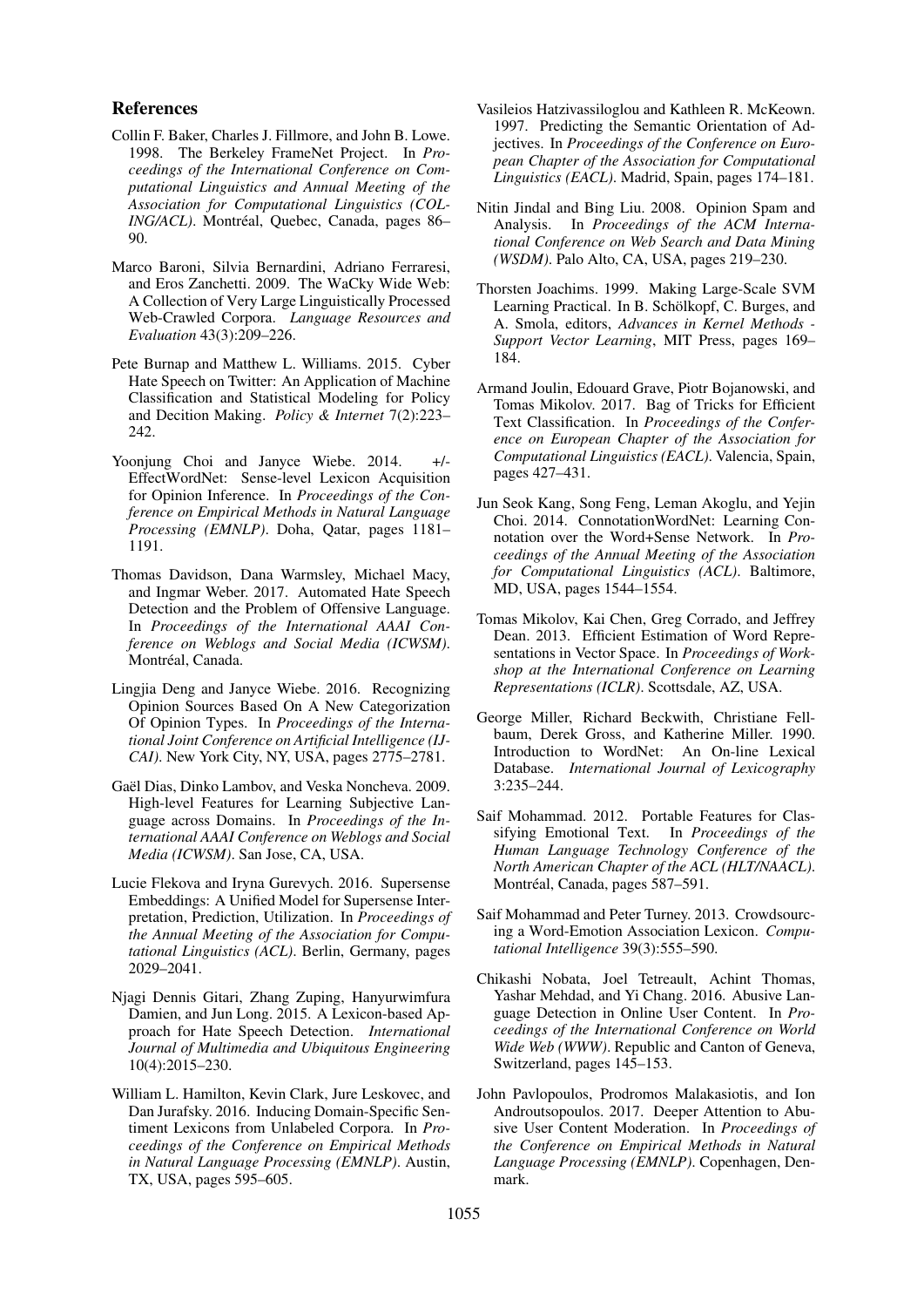## References

Collin F. Baker, Charles J. Fillmore, and John B. Lowe. 1998. The Berkeley FrameNet Project. In *Proceedings of the International Conference on Computational Linguistics and Annual Meeting of the Association for Computational Linguistics (COLING/ACL)*. Montréal, Quebec, Canada, pages 86–90.

Marco Baroni, Silvia Bernardini, Adriano Ferraresi, and Eros Zanchetti. 2009. The WaCky Wide Web: A Collection of Very Large Linguistically Processed Web-Crawled Corpora. *Language Resources and Evaluation* 43(3):209–226.

Pete Burnap and Matthew L. Williams. 2015. Cyber Hate Speech on Twitter: An Application of Machine Classification and Statistical Modeling for Policy and Decition Making. *Policy & Internet* 7(2):223–242.

Yoonjung Choi and Janyce Wiebe. 2014. +/-EffectWordNet: Sense-level Lexicon Acquisition for Opinion Inference. In *Proceedings of the Conference on Empirical Methods in Natural Language Processing (EMNLP)*. Doha, Qatar, pages 1181–1191.

Thomas Davidson, Dana Warmsley, Michael Macy, and Ingmar Weber. 2017. Automated Hate Speech Detection and the Problem of Offensive Language. In *Proceedings of the International AAAI Conference on Weblogs and Social Media (ICWSM)*. Montréal, Canada.

Lingjia Deng and Janyce Wiebe. 2016. Recognizing Opinion Sources Based On A New Categorization Of Opinion Types. In *Proceedings of the International Joint Conference on Artificial Intelligence (IJCAI)*. New York City, NY, USA, pages 2775–2781.

Gaël Dias, Dinko Lambov, and Veska Noncheva. 2009. High-level Features for Learning Subjective Language across Domains. In *Proceedings of the International AAAI Conference on Weblogs and Social Media (ICWSM)*. San Jose, CA, USA.

Lucie Flekova and Iryna Gurevych. 2016. Supersense Embeddings: A Unified Model for Supersense Interpretation, Prediction, Utilization. In *Proceedings of the Annual Meeting of the Association for Computational Linguistics (ACL)*. Berlin, Germany, pages 2029–2041.

Njagi Dennis Gitari, Zhang Zuping, Hanyurwimfura Damien, and Jun Long. 2015. A Lexicon-based Approach for Hate Speech Detection. *International Journal of Multimedia and Ubiquitous Engineering* 10(4):2015–230.

William L. Hamilton, Kevin Clark, Jure Leskovec, and Dan Jurafsky. 2016. Inducing Domain-Specific Sentiment Lexicons from Unlabeled Corpora. In *Proceedings of the Conference on Empirical Methods in Natural Language Processing (EMNLP)*. Austin, TX, USA, pages 595–605.

Vasileios Hatzivassiloglou and Kathleen R. McKeown. 1997. Predicting the Semantic Orientation of Adjectives. In *Proceedings of the Conference on European Chapter of the Association for Computational Linguistics (EACL)*. Madrid, Spain, pages 174–181.

Nitin Jindal and Bing Liu. 2008. Opinion Spam and Analysis. In *Proceedings of the ACM International Conference on Web Search and Data Mining (WSDM)*. Palo Alto, CA, USA, pages 219–230.

Thorsten Joachims. 1999. Making Large-Scale SVM Learning Practical. In B. Schölkopf, C. Burges, and A. Smola, editors, *Advances in Kernel Methods - Support Vector Learning*, MIT Press, pages 169–184.

Armand Joulin, Edouard Grave, Piotr Bojanowski, and Tomas Mikolov. 2017. Bag of Tricks for Efficient Text Classification. In *Proceedings of the Conference on European Chapter of the Association for Computational Linguistics (EACL)*. Valencia, Spain, pages 427–431.

Jun Seok Kang, Song Feng, Leman Akoglu, and Yejin Choi. 2014. ConnotationWordNet: Learning Connotation over the Word+Sense Network. In *Proceedings of the Annual Meeting of the Association for Computational Linguistics (ACL)*. Baltimore, MD, USA, pages 1544–1554.

Tomas Mikolov, Kai Chen, Greg Corrado, and Jeffrey Dean. 2013. Efficient Estimation of Word Representations in Vector Space. In *Proceedings of Workshop at the International Conference on Learning Representations (ICLR)*. Scottsdale, AZ, USA.

George Miller, Richard Beckwith, Christiane Fellbaum, Derek Gross, and Katherine Miller. 1990. Introduction to WordNet: An On-line Lexical Database. *International Journal of Lexicography* 3:235–244.

Saif Mohammad. 2012. Portable Features for Classifying Emotional Text. In *Proceedings of the Human Language Technology Conference of the North American Chapter of the ACL (HLT/NAACL)*. Montréal, Canada, pages 587–591.

Saif Mohammad and Peter Turney. 2013. Crowdsourcing a Word-Emotion Association Lexicon. *Computational Intelligence* 39(3):555–590.

Chikashi Nobata, Joel Tetreault, Achint Thomas, Yashar Mehdad, and Yi Chang. 2016. Abusive Language Detection in Online User Content. In *Proceedings of the International Conference on World Wide Web (WWW)*. Republic and Canton of Geneva, Switzerland, pages 145–153.

John Pavlopoulos, Prodromos Malakasiotis, and Ion Androutsopoulos. 2017. Deeper Attention to Abusive User Content Moderation. In *Proceedings of the Conference on Empirical Methods in Natural Language Processing (EMNLP)*. Copenhagen, Denmark.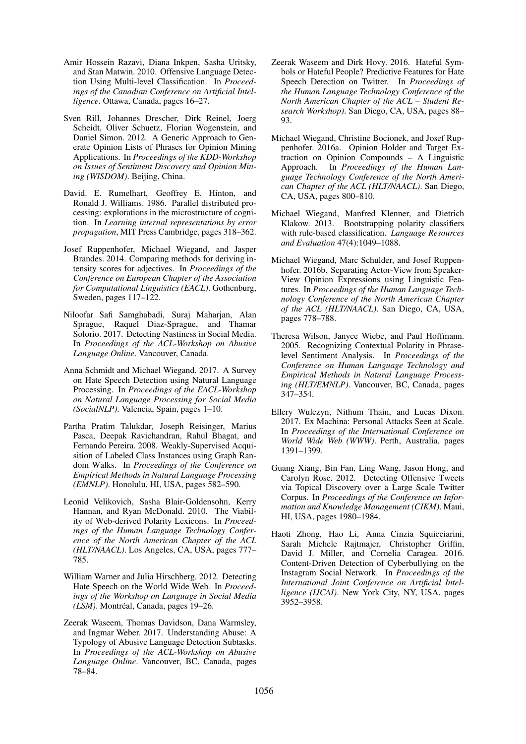Amir Hossein Razavi, Diana Inkpen, Sasha Uritsky, and Stan Matwin. 2010. Offensive Language Detection Using Multi-level Classification. In *Proceedings of the Canadian Conference on Artificial Intelligence*. Ottawa, Canada, pages 16–27.

Sven Rill, Johannes Drescher, Dirk Reinel, Joerg Scheidt, Oliver Schuetz, Florian Wogenstein, and Daniel Simon. 2012. A Generic Approach to Generate Opinion Lists of Phrases for Opinion Mining Applications. In *Proceedings of the KDD-Workshop on Issues of Sentiment Discovery and Opinion Mining (WISDOM)*. Beijing, China.

David. E. Rumelhart, Geoffrey E. Hinton, and Ronald J. Williams. 1986. Parallel distributed processing: explorations in the microstructure of cognition. In *Learning internal representations by error propagation*, MIT Press Cambridge, pages 318–362.

Josef Ruppenhofer, Michael Wiegand, and Jasper Brandes. 2014. Comparing methods for deriving intensity scores for adjectives. In *Proceedings of the Conference on European Chapter of the Association for Computational Linguistics (EACL)*. Gothenburg, Sweden, pages 117–122.

Niloofar Safi Samghabadi, Suraj Maharjan, Alan Sprague, Raquel Diaz-Sprague, and Thamar Solorio. 2017. Detecting Nastiness in Social Media. In *Proceedings of the ACL-Workshop on Abusive Language Online*. Vancouver, Canada.

Anna Schmidt and Michael Wiegand. 2017. A Survey on Hate Speech Detection using Natural Language Processing. In *Proceedings of the EACL-Workshop on Natural Language Processing for Social Media (SocialNLP)*. Valencia, Spain, pages 1–10.

Partha Pratim Talukdar, Joseph Reisinger, Marius Pasca, Deepak Ravichandran, Rahul Bhagat, and Fernando Pereira. 2008. Weakly-Supervised Acquisition of Labeled Class Instances using Graph Random Walks. In *Proceedings of the Conference on Empirical Methods in Natural Language Processing (EMNLP)*. Honolulu, HI, USA, pages 582–590.

Leonid Velikovich, Sasha Blair-Goldensohn, Kerry Hannan, and Ryan McDonald. 2010. The Viability of Web-derived Polarity Lexicons. In *Proceedings of the Human Language Technology Conference of the North American Chapter of the ACL (HLT/NAACL)*. Los Angeles, CA, USA, pages 777–785.

William Warner and Julia Hirschberg. 2012. Detecting Hate Speech on the World Wide Web. In *Proceedings of the Workshop on Language in Social Media (LSM)*. Montréal, Canada, pages 19–26.

Zeerak Waseem, Thomas Davidson, Dana Warmsley, and Ingmar Weber. 2017. Understanding Abuse: A Typology of Abusive Language Detection Subtasks. In *Proceedings of the ACL-Workshop on Abusive Language Online*. Vancouver, BC, Canada, pages 78–84.

Zeerak Waseem and Dirk Hovy. 2016. Hateful Symbols or Hateful People? Predictive Features for Hate Speech Detection on Twitter. In *Proceedings of the Human Language Technology Conference of the North American Chapter of the ACL – Student Research Workshop)*. San Diego, CA, USA, pages 88–93.

Michael Wiegand, Christine Bocionek, and Josef Ruppenhofer. 2016a. Opinion Holder and Target Extraction on Opinion Compounds – A Linguistic Approach. In *Proceedings of the Human Language Technology Conference of the North American Chapter of the ACL (HLT/NAACL)*. San Diego, CA, USA, pages 800–810.

Michael Wiegand, Manfred Klenner, and Dietrich Klakow. 2013. Bootstrapping polarity classifiers with rule-based classification. *Language Resources and Evaluation* 47(4):1049–1088.

Michael Wiegand, Marc Schulder, and Josef Ruppenhofer. 2016b. Separating Actor-View from Speaker-View Opinion Expressions using Linguistic Features. In *Proceedings of the Human Language Technology Conference of the North American Chapter of the ACL (HLT/NAACL)*. San Diego, CA, USA, pages 778–788.

Theresa Wilson, Janyce Wiebe, and Paul Hoffmann. 2005. Recognizing Contextual Polarity in Phrase-level Sentiment Analysis. In *Proceedings of the Conference on Human Language Technology and Empirical Methods in Natural Language Processing (HLT/EMNLP)*. Vancouver, BC, Canada, pages 347–354.

Ellery Wulczyn, Nithum Thain, and Lucas Dixon. 2017. Ex Machina: Personal Attacks Seen at Scale. In *Proceedings of the International Conference on World Wide Web (WWW)*. Perth, Australia, pages 1391–1399.

Guang Xiang, Bin Fan, Ling Wang, Jason Hong, and Carolyn Rose. 2012. Detecting Offensive Tweets via Topical Discovery over a Large Scale Twitter Corpus. In *Proceedings of the Conference on Information and Knowledge Management (CIKM)*. Maui, HI, USA, pages 1980–1984.

Haoti Zhong, Hao Li, Anna Cinzia Squicciarini, Sarah Michele Rajtmajer, Christopher Griffin, David J. Miller, and Cornelia Caragea. 2016. Content-Driven Detection of Cyberbullying on the Instagram Social Network. In *Proceedings of the International Joint Conference on Artificial Intelligence (IJCAI)*. New York City, NY, USA, pages 3952–3958.